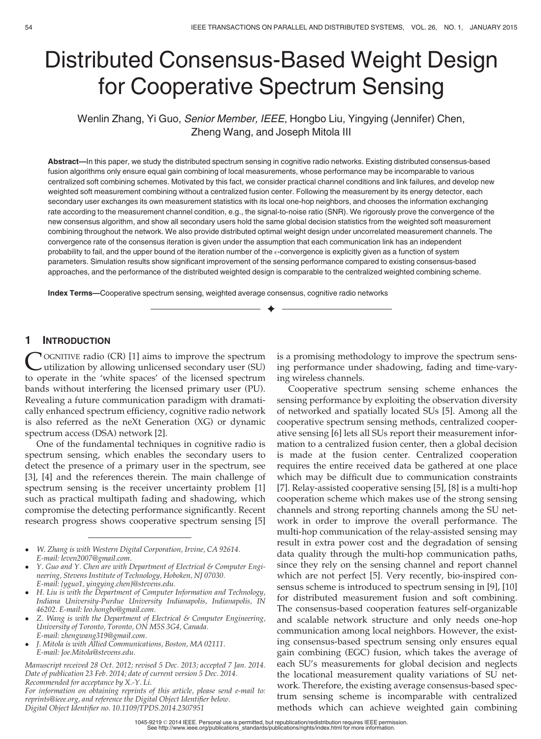# Distributed Consensus-Based Weight Design for Cooperative Spectrum Sensing

Wenlin Zhang, Yi Guo, *Senior Member, IEEE*, Hongbo Liu, Yingying (Jennifer) Chen, Zheng Wang, and Joseph Mitola III

**Abstract**—In this paper, we study the distributed spectrum sensing in cognitive radio networks. Existing distributed consensus-based fusion algorithms only ensure equal gain combining of local measurements, whose performance may be incomparable to various centralized soft combining schemes. Motivated by this fact, we consider practical channel conditions and link failures, and develop new weighted soft measurement combining without a centralized fusion center. Following the measurement by its energy detector, each secondary user exchanges its own measurement statistics with its local one-hop neighbors, and chooses the information exchanging rate according to the measurement channel condition, e.g., the signal-to-noise ratio (SNR). We rigorously prove the convergence of the new consensus algorithm, and show all secondary users hold the same global decision statistics from the weighted soft measurement combining throughout the network. We also provide distributed optimal weight design under uncorrelated measurement channels. The convergence rate of the consensus iteration is given under the assumption that each communication link has an independent probability to fail, and the upper bound of the iteration number of the $\epsilon$-convergence is explicitly given as a function of system parameters. Simulation results show significant improvement of the sensing performance compared to existing consensus-based approaches, and the performance of the distributed weighted design is comparable to the centralized weighted combining scheme.

**Index Terms**—Cooperative spectrum sensing, weighted average consensus, cognitive radio networks

## 1 Introduction

Cognitive radio (CR) [1] aims to improve the spectrum utilization by allowing unlicensed secondary user (SU) to operate in the 'white spaces' of the licensed spectrum bands without interfering the licensed primary user (PU). Revealing a future communication paradigm with dramatically enhanced spectrum efficiency, cognitive radio network is also referred as the neXt Generation (XG) or dynamic spectrum access (DSA) network [2].

One of the fundamental techniques in cognitive radio is spectrum sensing, which enables the secondary users to detect the presence of a primary user in the spectrum, see [3], [4] and the references therein. The main challenge of spectrum sensing is the receiver uncertainty problem [1] such as practical multipath fading and shadowing, which compromise the detecting performance significantly. Recent research progress shows cooperative spectrum sensing [5] is a promising methodology to improve the spectrum sensing performance under shadowing, fading and time-varying wireless channels.

Cooperative spectrum sensing scheme enhances the sensing performance by exploiting the observation diversity of networked and spatially located SUs [5]. Among all the cooperative spectrum sensing methods, centralized cooperative sensing [6] lets all SUs report their measurement information to a centralized fusion center, then a global decision is made at the fusion center. Centralized cooperation requires the entire received data be gathered at one place which may be difficult due to communication constraints [7]. Relay-assisted cooperative sensing [5], [8] is a multi-hop cooperation scheme which makes use of the strong sensing channels and strong reporting channels among the SU network in order to improve the overall performance. The multi-hop communication of the relay-assisted sensing may result in extra power cost and the degradation of sensing data quality through the multi-hop communication paths, since they rely on the sensing channel and report channel which are not perfect [5]. Very recently, bio-inspired consensus scheme is introduced to spectrum sensing in [9], [10] for distributed measurement fusion and soft combining. The consensus-based cooperation features self-organizable and scalable network structure and only needs one-hop communication among local neighbors. However, the existing consensus-based spectrum sensing only ensures equal gain combining (EGC) fusion, which takes the average of each SU's measurements for global decision and neglects the locational measurement quality variations of SU network. Therefore, the existing average consensus-based spectrum sensing scheme is incomparable with centralized methods which can achieve weighted gain combining

---

- *W. Zhang is with Western Digital Corporation, Irvine, CA 92614. E-mail: leven2007@gmail.com.*
- *Y. Guo and Y. Chen are with Department of Electrical & Computer Engineering, Stevens Institute of Technology, Hoboken, NJ 07030. E-mail: {yguo1, yingying.chen}@stevens.edu.*
- *H. Liu is with the Department of Computer Information and Technology, Indiana University-Purdue University Indianapolis, Indianapolis, IN 46202. E-mail: leo.hongbo@gmail.com.*
- *Z. Wang is with the Department of Electrical & Computer Engineering, University of Toronto, Toronto, ON M5S 3G4, Canada. E-mail: zhengwang319@gmail.com.*
- *J. Mitola is with Allied Communications, Boston, MA 02111. E-mail: Joe.Mitola@stevens.edu.*

*Manuscript received 28 Oct. 2012; revised 5 Dec. 2013; accepted 7 Jan. 2014. Date of publication 23 Feb. 2014; date of current version 5 Dec. 2014. Recommended for acceptance by X.-Y. Li.*
*For information on obtaining reprints of this article, please send e-mail to: reprints@ieee.org, and reference the Digital Object Identifier below.*
*Digital Object Identifier no. 10.1109/TPDS.2014.2307951*

1045-9219 © 2014 IEEE. Personal use is permitted, but republication/redistribution requires IEEE permission. See http://www.ieee.org/publications_standards/publications/rights/index.html for more information.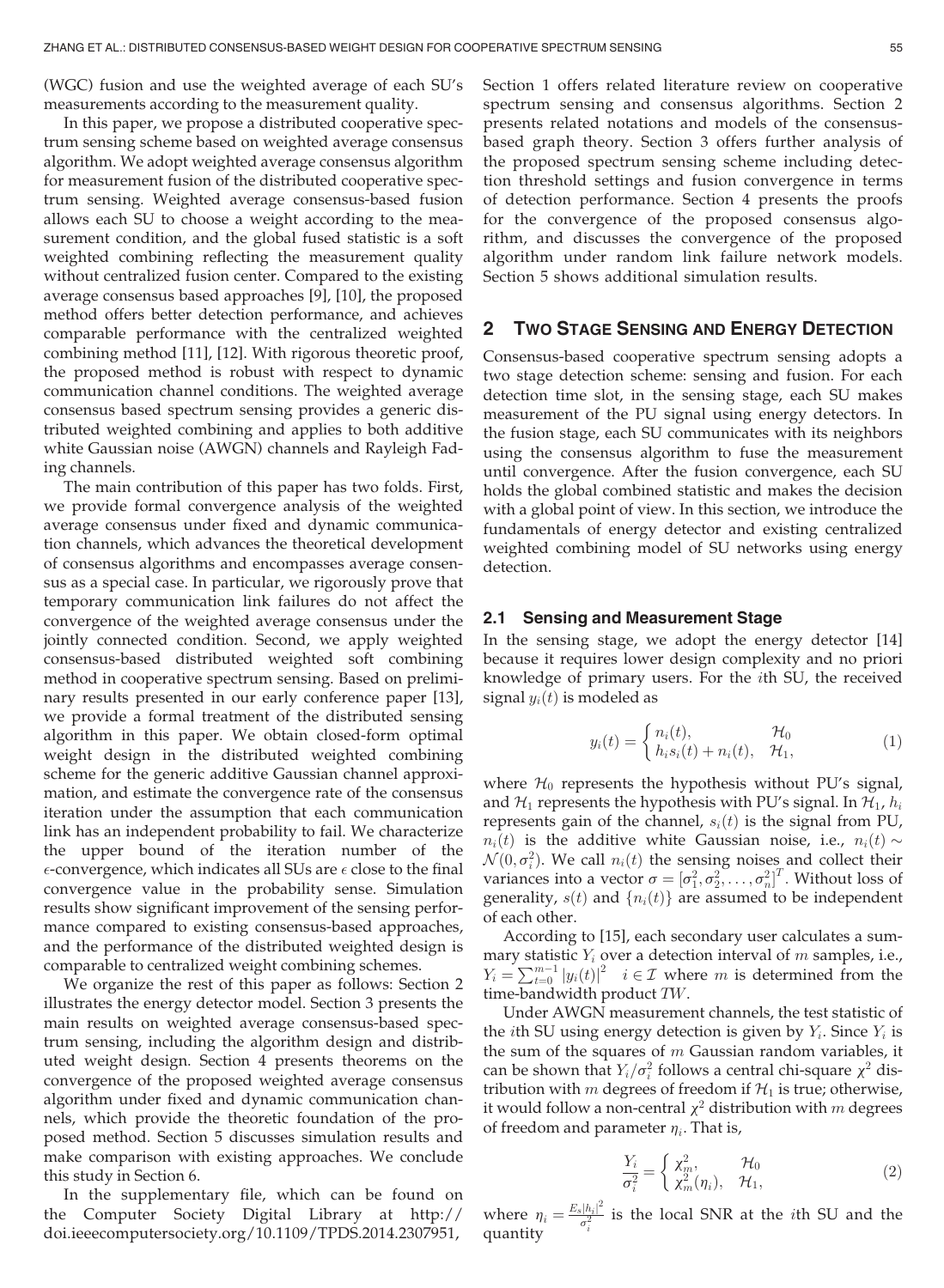(WGC) fusion and use the weighted average of each SU's measurements according to the measurement quality.

In this paper, we propose a distributed cooperative spectrum sensing scheme based on weighted average consensus algorithm. We adopt weighted average consensus algorithm for measurement fusion of the distributed cooperative spectrum sensing. Weighted average consensus-based fusion allows each SU to choose a weight according to the measurement condition, and the global fused statistic is a soft weighted combining reflecting the measurement quality without centralized fusion center. Compared to the existing average consensus based approaches [9], [10], the proposed method offers better detection performance, and achieves comparable performance with the centralized weighted combining method [11], [12]. With rigorous theoretic proof, the proposed method is robust with respect to dynamic communication channel conditions. The weighted average consensus based spectrum sensing provides a generic distributed weighted combining and applies to both additive white Gaussian noise (AWGN) channels and Rayleigh Fading channels.

The main contribution of this paper has two folds. First, we provide formal convergence analysis of the weighted average consensus under fixed and dynamic communication channels, which advances the theoretical development of consensus algorithms and encompasses average consensus as a special case. In particular, we rigorously prove that temporary communication link failures do not affect the convergence of the weighted average consensus under the jointly connected condition. Second, we apply weighted consensus-based distributed weighted soft combining method in cooperative spectrum sensing. Based on preliminary results presented in our early conference paper [13], we provide a formal treatment of the distributed sensing algorithm in this paper. We obtain closed-form optimal weight design in the distributed weighted combining scheme for the generic additive Gaussian channel approximation, and estimate the convergence rate of the consensus iteration under the assumption that each communication link has an independent probability to fail. We characterize the upper bound of the iteration number of the $\epsilon$-convergence, which indicates all SUs are $\epsilon$ close to the final convergence value in the probability sense. Simulation results show significant improvement of the sensing performance compared to existing consensus-based approaches, and the performance of the distributed weighted design is comparable to centralized weight combining schemes.

We organize the rest of this paper as follows: Section 2 illustrates the energy detector model. Section 3 presents the main results on weighted average consensus-based spectrum sensing, including the algorithm design and distributed weight design. Section 4 presents theorems on the convergence of the proposed weighted average consensus algorithm under fixed and dynamic communication channels, which provide the theoretic foundation of the proposed method. Section 5 discusses simulation results and make comparison with existing approaches. We conclude this study in Section 6.

In the supplementary file, which can be found on the Computer Society Digital Library at http://doi.ieeecomputersociety.org/10.1109/TPDS.2014.2307951, Section 1 offers related literature review on cooperative spectrum sensing and consensus algorithms. Section 2 presents related notations and models of the consensus-based graph theory. Section 3 offers further analysis of the proposed spectrum sensing scheme including detection threshold settings and fusion convergence in terms of detection performance. Section 4 presents the proofs for the convergence of the proposed consensus algorithm, and discusses the convergence of the proposed algorithm under random link failure network models. Section 5 shows additional simulation results.

## 2 Two Stage Sensing and Energy Detection

Consensus-based cooperative spectrum sensing adopts a two stage detection scheme: sensing and fusion. For each detection time slot, in the sensing stage, each SU makes measurement of the PU signal using energy detectors. In the fusion stage, each SU communicates with its neighbors using the consensus algorithm to fuse the measurement until convergence. After the fusion convergence, each SU holds the global combined statistic and makes the decision with a global point of view. In this section, we introduce the fundamentals of energy detector and existing centralized weighted combining model of SU networks using energy detection.

### 2.1 Sensing and Measurement Stage

In the sensing stage, we adopt the energy detector [14] because it requires lower design complexity and no priori knowledge of primary users. For the $i$th SU, the received signal $y_i(t)$ is modeled as

$$y_i(t) = \begin{cases} n_i(t), & \mathcal{H}_0 \\ h_i s_i(t) + n_i(t), & \mathcal{H}_1, \end{cases} \tag{1}$$

where $\mathcal{H}_0$ represents the hypothesis without PU's signal, and $\mathcal{H}_1$ represents the hypothesis with PU's signal. In $\mathcal{H}_1$, $h_i$ represents gain of the channel, $s_i(t)$ is the signal from PU, $n_i(t)$ is the additive white Gaussian noise, i.e., $n_i(t) \sim \mathcal{N}(0, \sigma_i^2)$. We call $n_i(t)$ the sensing noises and collect their variances into a vector $\sigma = [\sigma_1^2, \sigma_2^2, \ldots, \sigma_n^2]^T$. Without loss of generality, $s(t)$ and $\{n_i(t)\}$ are assumed to be independent of each other.

According to [15], each secondary user calculates a summary statistic $Y_i$ over a detection interval of $m$ samples, i.e., $Y_i = \sum_{t=0}^{m-1} |y_i(t)|^2 \quad i \in \mathcal{I}$ where $m$ is determined from the time-bandwidth product $TW$.

Under AWGN measurement channels, the test statistic of the $i$th SU using energy detection is given by $Y_i$. Since $Y_i$ is the sum of the squares of $m$ Gaussian random variables, it can be shown that $Y_i/\sigma_i^2$ follows a central chi-square $\chi^2$ distribution with $m$ degrees of freedom if $\mathcal{H}_1$ is true; otherwise, it would follow a non-central $\chi^2$ distribution with $m$ degrees of freedom and parameter $\eta_i$. That is,

$$\frac{Y_i}{\sigma_i^2} = \begin{cases} \chi_m^2, & \mathcal{H}_0 \\ \chi_m^2(\eta_i), & \mathcal{H}_1, \end{cases} \tag{2}$$

where $\eta_i = \frac{E_s|h_i|^2}{\sigma_i^2}$ is the local SNR at the $i$th SU and the quantity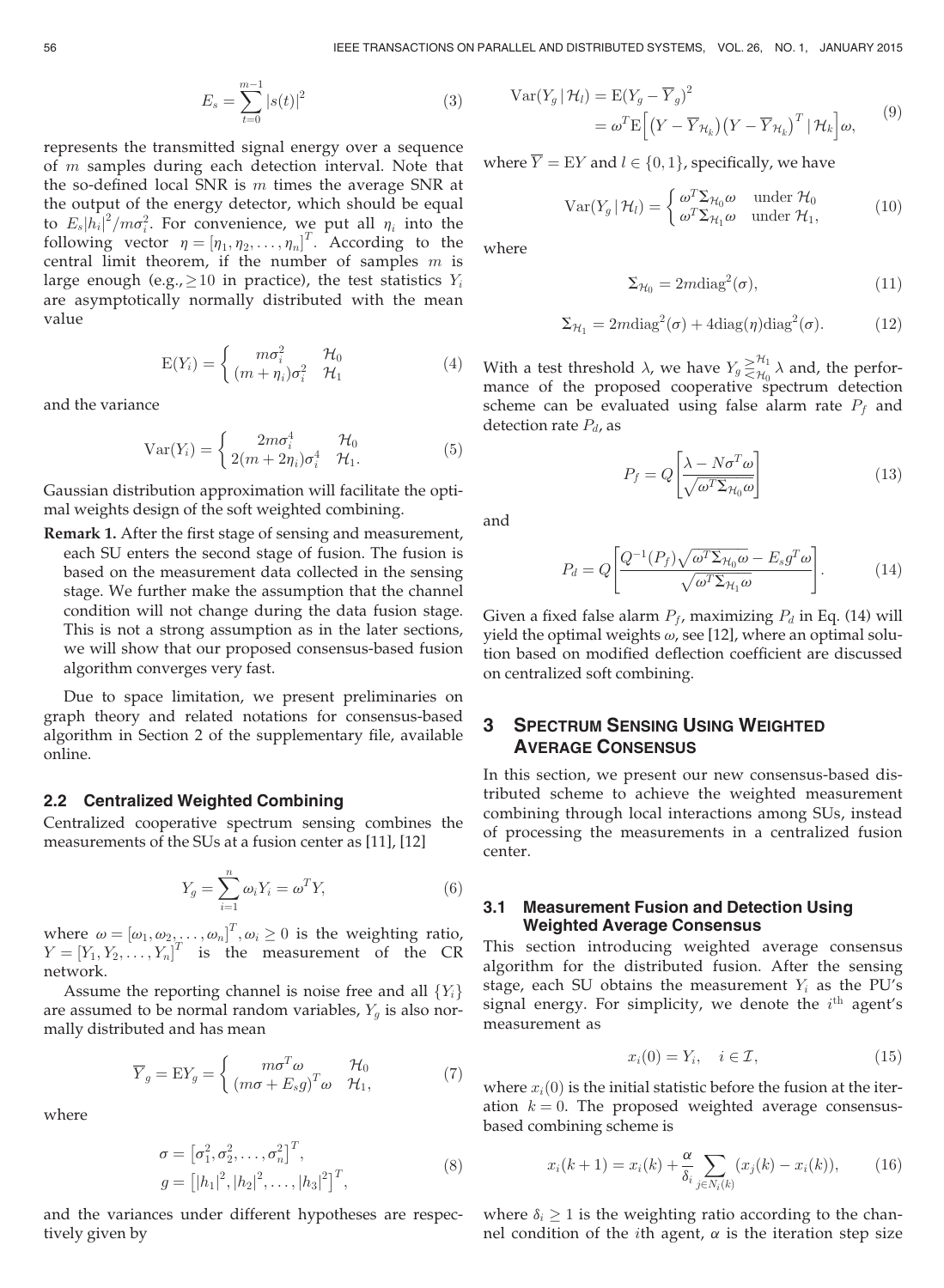$$E_s = \sum_{t=0}^{m-1} |s(t)|^2 \tag{3}$$

represents the transmitted signal energy over a sequence of $m$ samples during each detection interval. Note that the so-defined local SNR is $m$ times the average SNR at the output of the energy detector, which should be equal to $E_s|h_i|^2/m\sigma_i^2$. For convenience, we put all $\eta_i$ into the following vector $\eta = [\eta_1, \eta_2, \ldots, \eta_n]^T$. According to the central limit theorem, if the number of samples $m$ is large enough (e.g., $\geq 10$ in practice), the test statistics $Y_i$ are asymptotically normally distributed with the mean value

$$\mathrm{E}(Y_i) = \begin{cases} m\sigma_i^2 & \mathcal{H}_0 \\ (m+\eta_i)\sigma_i^2 & \mathcal{H}_1 \end{cases} \tag{4}$$

and the variance

$$\mathrm{Var}(Y_i) = \begin{cases} 2m\sigma_i^4 & \mathcal{H}_0 \\ 2(m+2\eta_i)\sigma_i^4 & \mathcal{H}_1. \end{cases} \tag{5}$$

Gaussian distribution approximation will facilitate the optimal weights design of the soft weighted combining.

**Remark 1.** After the first stage of sensing and measurement, each SU enters the second stage of fusion. The fusion is based on the measurement data collected in the sensing stage. We further make the assumption that the channel condition will not change during the data fusion stage. This is not a strong assumption as in the later sections, we will show that our proposed consensus-based fusion algorithm converges very fast.

Due to space limitation, we present preliminaries on graph theory and related notations for consensus-based algorithm in Section 2 of the supplementary file, available online.

### 2.2 Centralized Weighted Combining

Centralized cooperative spectrum sensing combines the measurements of the SUs at a fusion center as [11], [12]

$$Y_g = \sum_{i=1}^{n} \omega_i Y_i = \omega^T Y, \tag{6}$$

where $\omega = [\omega_1, \omega_2, \ldots, \omega_n]^T, \omega_i \geq 0$ is the weighting ratio, $Y = [Y_1, Y_2, \ldots, Y_n]^T$ is the measurement of the CR network.

Assume the reporting channel is noise free and all $\{Y_i\}$ are assumed to be normal random variables, $Y_g$ is also normally distributed and has mean

$$\overline{Y}_g = \mathrm{E}Y_g = \begin{cases} m\sigma^T\omega & \mathcal{H}_0 \\ (m\sigma + E_s g)^T\omega & \mathcal{H}_1, \end{cases} \tag{7}$$

where

$$\begin{aligned} \sigma &= \left[\sigma_1^2, \sigma_2^2, \ldots, \sigma_n^2\right]^T, \\ g &= \left[|h_1|^2, |h_2|^2, \ldots, |h_3|^2\right]^T, \end{aligned} \tag{8}$$

and the variances under different hypotheses are respectively given by

$$\begin{aligned} \mathrm{Var}(Y_g \,|\, \mathcal{H}_l) &= \mathrm{E}(Y_g - \overline{Y}_g)^2 \\ &= \omega^T \mathrm{E}\Big[\big(Y - \overline{Y}_{\mathcal{H}_k}\big)\big(Y - \overline{Y}_{\mathcal{H}_k}\big)^T \,|\, \mathcal{H}_k\Big]\omega, \end{aligned} \tag{9}$$

where $\overline{Y} = \mathrm{E}Y$ and $l \in \{0, 1\}$, specifically, we have

$$\mathrm{Var}(Y_g \,|\, \mathcal{H}_l) = \begin{cases} \omega^T\Sigma_{\mathcal{H}_0}\omega & \text{under } \mathcal{H}_0 \\ \omega^T\Sigma_{\mathcal{H}_1}\omega & \text{under } \mathcal{H}_1, \end{cases} \tag{10}$$

where

$$\Sigma_{\mathcal{H}_0} = 2m\mathrm{diag}^2(\sigma), \tag{11}$$

$$\Sigma_{\mathcal{H}_1} = 2m\mathrm{diag}^2(\sigma) + 4\mathrm{diag}(\eta)\mathrm{diag}^2(\sigma). \tag{12}$$

With a test threshold $\lambda$, we have $Y_g \gtrless_{\mathcal{H}_0}^{\mathcal{H}_1} \lambda$ and, the performance of the proposed cooperative spectrum detection scheme can be evaluated using false alarm rate $P_f$ and detection rate $P_d$, as

$$P_f = Q\left[\frac{\lambda - N\sigma^T\omega}{\sqrt{\omega^T\Sigma_{\mathcal{H}_0}\omega}}\right] \tag{13}$$

and

$$P_d = Q\left[\frac{Q^{-1}(P_f)\sqrt{\omega^T\Sigma_{\mathcal{H}_0}\omega} - E_s g^T\omega}{\sqrt{\omega^T\Sigma_{\mathcal{H}_1}\omega}}\right]. \tag{14}$$

Given a fixed false alarm $P_f$, maximizing $P_d$ in Eq. (14) will yield the optimal weights $\omega$, see [12], where an optimal solution based on modified deflection coefficient are discussed on centralized soft combining.

## 3 Spectrum Sensing Using Weighted Average Consensus

In this section, we present our new consensus-based distributed scheme to achieve the weighted measurement combining through local interactions among SUs, instead of processing the measurements in a centralized fusion center.

### 3.1 Measurement Fusion and Detection Using Weighted Average Consensus

This section introducing weighted average consensus algorithm for the distributed fusion. After the sensing stage, each SU obtains the measurement $Y_i$ as the PU's signal energy. For simplicity, we denote the $i^{\text{th}}$ agent's measurement as

$$x_i(0) = Y_i, \quad i \in \mathcal{I}, \tag{15}$$

where $x_i(0)$ is the initial statistic before the fusion at the iteration $k = 0$. The proposed weighted average consensus-based combining scheme is

$$x_i(k+1) = x_i(k) + \frac{\alpha}{\delta_i} \sum_{j \in N_i(k)} (x_j(k) - x_i(k)), \tag{16}$$

where $\delta_i \geq 1$ is the weighting ratio according to the channel condition of the $i$th agent, $\alpha$ is the iteration step size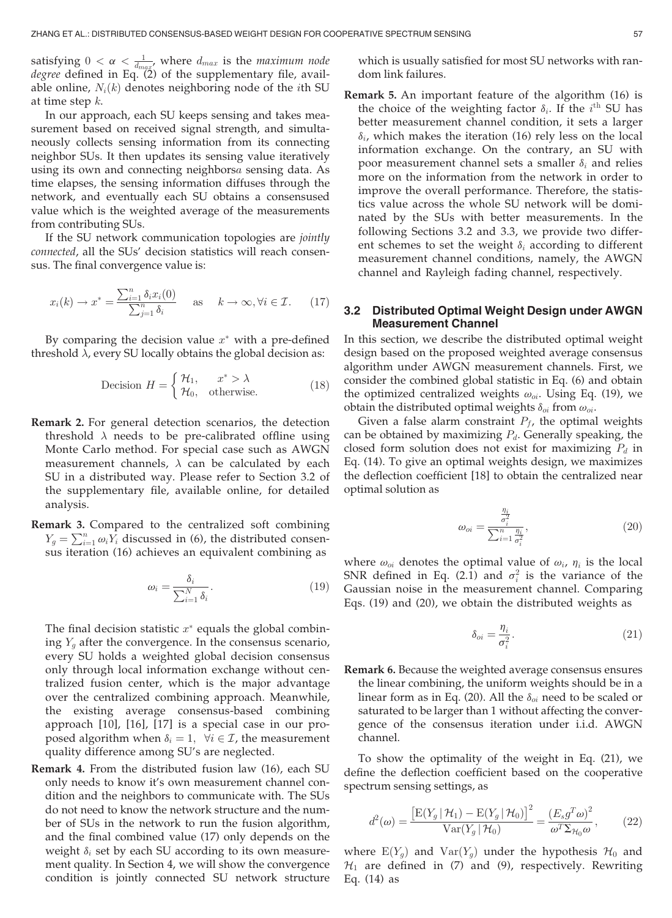satisfying $0 < \alpha < \frac{1}{d_{max}}$, where $d_{max}$ is the *maximum node degree* defined in Eq. (2) of the supplementary file, available online, $N_i(k)$ denotes neighboring node of the $i$th SU at time step $k$.

In our approach, each SU keeps sensing and takes measurement based on received signal strength, and simultaneously collects sensing information from its connecting neighbor SUs. It then updates its sensing value iteratively using its own and connecting neighborsa sensing data. As time elapses, the sensing information diffuses through the network, and eventually each SU obtains a consensused value which is the weighted average of the measurements from contributing SUs.

If the SU network communication topologies are *jointly connected*, all the SUs' decision statistics will reach consensus. The final convergence value is:

$$x_i(k) \rightarrow x^* = \frac{\sum_{i=1}^n \delta_i x_i(0)}{\sum_{j=1}^n \delta_i} \quad \text{as} \quad k \rightarrow \infty, \forall i \in \mathcal{I}. \tag{17}$$

By comparing the decision value $x^*$ with a pre-defined threshold $\lambda$, every SU locally obtains the global decision as:

$$\text{Decision } H = \begin{cases} \mathcal{H}_1, & x^* > \lambda \\ \mathcal{H}_0, & \text{otherwise.} \end{cases} \tag{18}$$

**Remark 2.** For general detection scenarios, the detection threshold $\lambda$ needs to be pre-calibrated offline using Monte Carlo method. For special case such as AWGN measurement channels, $\lambda$ can be calculated by each SU in a distributed way. Please refer to Section 3.2 of the supplementary file, available online, for detailed analysis.

**Remark 3.** Compared to the centralized soft combining $Y_g = \sum_{i=1}^n \omega_i Y_i$ discussed in (6), the distributed consensus iteration (16) achieves an equivalent combining as

$$\omega_i = \frac{\delta_i}{\sum_{i=1}^N \delta_i}. \tag{19}$$

The final decision statistic $x^*$ equals the global combining $Y_g$ after the convergence. In the consensus scenario, every SU holds a weighted global decision consensus only through local information exchange without centralized fusion center, which is the major advantage over the centralized combining approach. Meanwhile, the existing average consensus-based combining approach [10], [16], [17] is a special case in our proposed algorithm when $\delta_i = 1, \ \forall i \in \mathcal{I}$, the measurement quality difference among SU's are neglected.

**Remark 4.** From the distributed fusion law (16), each SU only needs to know it's own measurement channel condition and the neighbors to communicate with. The SUs do not need to know the network structure and the number of SUs in the network to run the fusion algorithm, and the final combined value (17) only depends on the weight $\delta_i$ set by each SU according to its own measurement quality. In Section 4, we will show the convergence condition is jointly connected SU network structure which is usually satisfied for most SU networks with random link failures.

**Remark 5.** An important feature of the algorithm (16) is the choice of the weighting factor $\delta_i$. If the $i^{\text{th}}$ SU has better measurement channel condition, it sets a larger $\delta_i$, which makes the iteration (16) rely less on the local information exchange. On the contrary, an SU with poor measurement channel sets a smaller $\delta_i$ and relies more on the information from the network in order to improve the overall performance. Therefore, the statistics value across the whole SU network will be dominated by the SUs with better measurements. In the following Sections 3.2 and 3.3, we provide two different schemes to set the weight $\delta_i$ according to different measurement channel conditions, namely, the AWGN channel and Rayleigh fading channel, respectively.

### 3.2 Distributed Optimal Weight Design under AWGN Measurement Channel

In this section, we describe the distributed optimal weight design based on the proposed weighted average consensus algorithm under AWGN measurement channels. First, we consider the combined global statistic in Eq. (6) and obtain the optimized centralized weights $\omega_{oi}$. Using Eq. (19), we obtain the distributed optimal weights $\delta_{oi}$ from $\omega_{oi}$.

Given a false alarm constraint $P_f$, the optimal weights can be obtained by maximizing $P_d$. Generally speaking, the closed form solution does not exist for maximizing $P_d$ in Eq. (14). To give an optimal weights design, we maximizes the deflection coefficient [18] to obtain the centralized near optimal solution as

$$\omega_{oi} = \frac{\frac{\eta_i}{\sigma_i^2}}{\sum_{i=1}^n \frac{\eta_i}{\sigma_i^2}}, \tag{20}$$

where $\omega_{oi}$ denotes the optimal value of $\omega_i$, $\eta_i$ is the local SNR defined in Eq. (2.1) and $\sigma_i^2$ is the variance of the Gaussian noise in the measurement channel. Comparing Eqs. (19) and (20), we obtain the distributed weights as

$$\delta_{oi} = \frac{\eta_i}{\sigma_i^2}. \tag{21}$$

**Remark 6.** Because the weighted average consensus ensures the linear combining, the uniform weights should be in a linear form as in Eq. (20). All the $\delta_{oi}$ need to be scaled or saturated to be larger than 1 without affecting the convergence of the consensus iteration under i.i.d. AWGN channel.

To show the optimality of the weight in Eq. (21), we define the deflection coefficient based on the cooperative spectrum sensing settings, as

$$d^2(\omega) = \frac{\left[\mathrm{E}(Y_g \,|\, \mathcal{H}_1) - \mathrm{E}(Y_g \,|\, \mathcal{H}_0)\right]^2}{\mathrm{Var}(Y_g \,|\, \mathcal{H}_0)} = \frac{(E_s g^T \omega)^2}{\omega^T \Sigma_{\mathcal{H}_0} \omega}, \tag{22}$$

where $\mathrm{E}(Y_g)$ and $\mathrm{Var}(Y_g)$ under the hypothesis $\mathcal{H}_0$ and $\mathcal{H}_1$ are defined in (7) and (9), respectively. Rewriting Eq. (14) as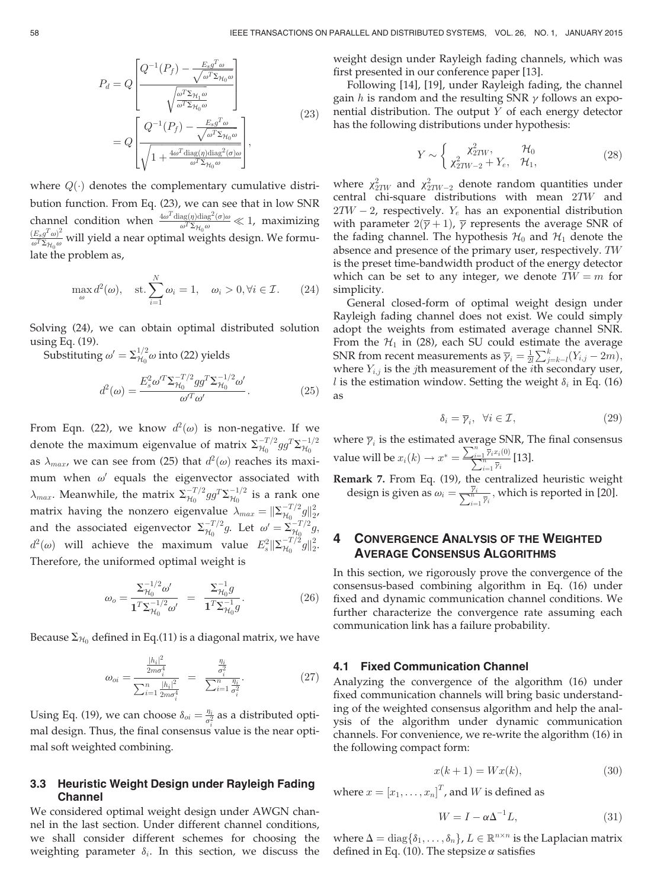$$P_d = Q\left[\frac{Q^{-1}(P_f) - \frac{E_s g^T\omega}{\sqrt{\omega^T\Sigma_{\mathcal{H}_0}\omega}}}{\sqrt{\frac{\omega^T\Sigma_{\mathcal{H}_1}\omega}{\omega^T\Sigma_{\mathcal{H}_0}\omega}}}\right] = Q\left[\frac{Q^{-1}(P_f) - \frac{E_s g^T\omega}{\sqrt{\omega^T\Sigma_{\mathcal{H}_0}\omega}}}{\sqrt{1+\frac{4\omega^T\mathrm{diag}(\eta)\mathrm{diag}^2(\sigma)\omega}{\omega^T\Sigma_{\mathcal{H}_0}\omega}}}\right], \tag{23}$$

where $Q(\cdot)$ denotes the complementary cumulative distribution function. From Eq. (23), we can see that in low SNR channel condition when $\frac{4\omega^T\mathrm{diag}(\eta)\mathrm{diag}^2(\sigma)\omega}{\omega^T\Sigma_{\mathcal{H}_0}\omega} \ll 1$, maximizing $\frac{(E_s g^T\omega)^2}{\omega^T\Sigma_{\mathcal{H}_0}\omega}$ will yield a near optimal weights design. We formulate the problem as,

$$\max_{\omega} d^2(\omega), \quad \text{st.} \sum_{i=1}^{N}\omega_i = 1, \quad \omega_i > 0, \forall i \in \mathcal{I}. \tag{24}$$

Solving (24), we can obtain optimal distributed solution using Eq. (19).

Substituting $\omega' = \Sigma_{\mathcal{H}_0}^{1/2}\omega$ into (22) yields

$$d^2(\omega) = \frac{E_s^2\omega'^T\Sigma_{\mathcal{H}_0}^{-T/2}gg^T\Sigma_{\mathcal{H}_0}^{-1/2}\omega'}{\omega'^T\omega'}. \tag{25}$$

From Eqn. (22), we know $d^2(\omega)$ is non-negative. If we denote the maximum eigenvalue of matrix $\Sigma_{\mathcal{H}_0}^{-T/2}gg^T\Sigma_{\mathcal{H}_0}^{-1/2}$ as $\lambda_{max}$, we can see from (25) that $d^2(\omega)$ reaches its maximum when $\omega'$ equals the eigenvector associated with $\lambda_{max}$. Meanwhile, the matrix $\Sigma_{\mathcal{H}_0}^{-T/2}gg^T\Sigma_{\mathcal{H}_0}^{-1/2}$ is a rank one matrix having the nonzero eigenvalue $\lambda_{max} = \|\Sigma_{\mathcal{H}_0}^{-T/2}g\|_2^2$, and the associated eigenvector $\Sigma_{\mathcal{H}_0}^{-T/2}g$. Let $\omega' = \Sigma_{\mathcal{H}_0}^{-T/2}g$, $d^2(\omega)$ will achieve the maximum value $E_s^2\|\Sigma_{\mathcal{H}_0}^{-T/2}g\|_2^2$. Therefore, the uniformed optimal weight is

$$\omega_o = \frac{\Sigma_{\mathcal{H}_0}^{-1/2}\omega'}{\mathbf{1}^T\Sigma_{\mathcal{H}_0}^{-1/2}\omega'} = \frac{\Sigma_{\mathcal{H}_0}^{-1}g}{\mathbf{1}^T\Sigma_{\mathcal{H}_0}^{-1}g}. \tag{26}$$

Because $\Sigma_{\mathcal{H}_0}$ defined in Eq.(11) is a diagonal matrix, we have

$$\omega_{oi} = \frac{\frac{|h_i|^2}{2m\sigma_i^4}}{\sum_{i=1}^{n}\frac{|h_i|^2}{2m\sigma_i^4}} = \frac{\frac{\eta_i}{\sigma_i^2}}{\sum_{i=1}^{n}\frac{\eta_i}{\sigma_i^2}}. \tag{27}$$

Using Eq. (19), we can choose $\delta_{oi} = \frac{\eta_i}{\sigma_i^2}$ as a distributed optimal design. Thus, the final consensus value is the near optimal soft weighted combining.

### 3.3 Heuristic Weight Design under Rayleigh Fading Channel

We considered optimal weight design under AWGN channel in the last section. Under different channel conditions, we shall consider different schemes for choosing the weighting parameter $\delta_i$. In this section, we discuss the weight design under Rayleigh fading channels, which was first presented in our conference paper [13].

Following [14], [19], under Rayleigh fading, the channel gain $h$ is random and the resulting SNR $\gamma$ follows an exponential distribution. The output $Y$ of each energy detector has the following distributions under hypothesis:

$$Y \sim \begin{cases} \chi^2_{2TW}, & \mathcal{H}_0 \\ \chi^2_{2TW-2} + Y_e, & \mathcal{H}_1, \end{cases} \tag{28}$$

where $\chi^2_{2TW}$ and $\chi^2_{2TW-2}$ denote random quantities under central chi-square distributions with mean $2TW$ and $2TW-2$, respectively. $Y_e$ has an exponential distribution with parameter $2(\overline{\gamma}+1)$, $\overline{\gamma}$ represents the average SNR of the fading channel. The hypothesis $\mathcal{H}_0$ and $\mathcal{H}_1$ denote the absence and presence of the primary user, respectively. $TW$ is the preset time-bandwidth product of the energy detector which can be set to any integer, we denote $TW = m$ for simplicity.

General closed-form of optimal weight design under Rayleigh fading channel does not exist. We could simply adopt the weights from estimated average channel SNR. From the $\mathcal{H}_1$ in (28), each SU could estimate the average SNR from recent measurements as $\overline{\gamma}_i = \frac{1}{2l}\sum_{j=k-l}^{k}(Y_{i,j} - 2m)$, where $Y_{i,j}$ is the $j$th measurement of the $i$th secondary user, $l$ is the estimation window. Setting the weight $\delta_i$ in Eq. (16) as

$$\delta_i = \overline{\gamma}_i, \quad \forall i \in \mathcal{I}, \tag{29}$$

where $\overline{\gamma}_i$ is the estimated average SNR, The final consensus value will be $x_i(k) \rightarrow x^* = \frac{\sum_{i=1}^{n}\overline{\gamma}_i x_i(0)}{\sum_{i=1}^{n}\overline{\gamma}_i}$ [13].

**Remark 7.** From Eq. (19), the centralized heuristic weight design is given as $\omega_i = \frac{\overline{\gamma}_i}{\sum_{i=1}^{n}\overline{\gamma}_i}$, which is reported in [20].

## 4 Convergence Analysis of the Weighted Average Consensus Algorithms

In this section, we rigorously prove the convergence of the consensus-based combining algorithm in Eq. (16) under fixed and dynamic communication channel conditions. We further characterize the convergence rate assuming each communication link has a failure probability.

### 4.1 Fixed Communication Channel

Analyzing the convergence of the algorithm (16) under fixed communication channels will bring basic understanding of the weighted consensus algorithm and help the analysis of the algorithm under dynamic communication channels. For convenience, we re-write the algorithm (16) in the following compact form:

$$x(k+1) = Wx(k), \tag{30}$$

where $x = [x_1, \ldots, x_n]^T$, and $W$ is defined as

$$W = I - \alpha\Delta^{-1}L, \tag{31}$$

where $\Delta = \mathrm{diag}\{\delta_1, \ldots, \delta_n\}$, $L \in \mathbb{R}^{n\times n}$ is the Laplacian matrix defined in Eq. (10). The stepsize $\alpha$ satisfies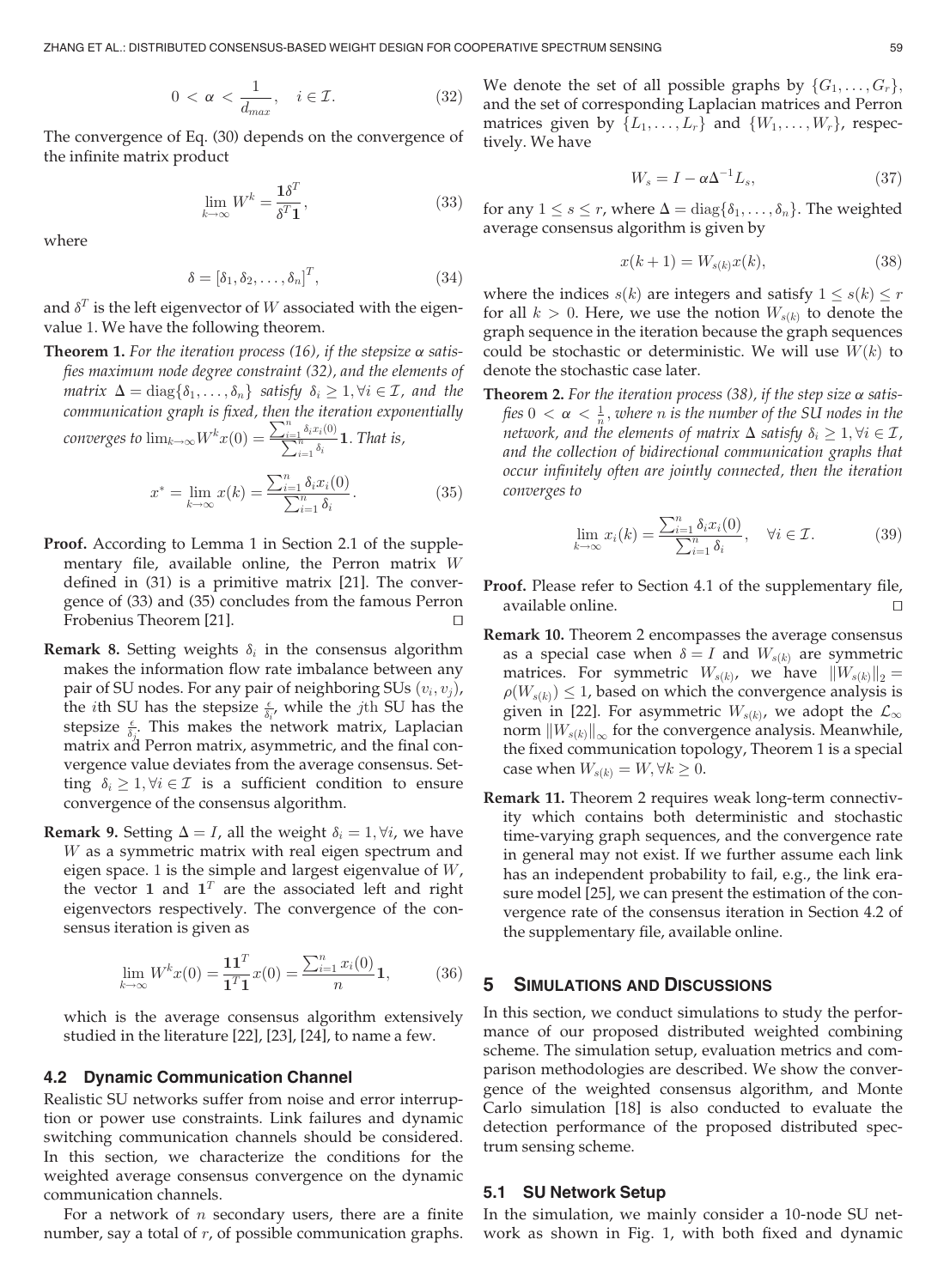$$0 < \alpha < \frac{1}{d_{max}}, \quad i \in \mathcal{I}. \tag{32}$$

The convergence of Eq. (30) depends on the convergence of the infinite matrix product

$$\lim_{k\to\infty} W^k = \frac{\mathbf{1}\delta^T}{\delta^T\mathbf{1}}, \tag{33}$$

where

$$\delta = [\delta_1, \delta_2, \ldots, \delta_n]^T, \tag{34}$$

and $\delta^T$ is the left eigenvector of $W$ associated with the eigenvalue 1. We have the following theorem.

**Theorem 1.** *For the iteration process (16), if the stepsize $\alpha$ satisfies maximum node degree constraint (32), and the elements of matrix $\Delta = \mathrm{diag}\{\delta_1, \ldots, \delta_n\}$ satisfy $\delta_i \geq 1, \forall i \in \mathcal{I}$, and the communication graph is fixed, then the iteration exponentially converges to $\lim_{k\to\infty} W^k x(0) = \frac{\sum_{i=1}^n \delta_i x_i(0)}{\sum_{i=1}^n \delta_i}\mathbf{1}$. That is,*

$$x^* = \lim_{k\to\infty} x(k) = \frac{\sum_{i=1}^n \delta_i x_i(0)}{\sum_{i=1}^n \delta_i}. \tag{35}$$

**Proof.** According to Lemma 1 in Section 2.1 of the supplementary file, available online, the Perron matrix $W$ defined in (31) is a primitive matrix [21]. The convergence of (33) and (35) concludes from the famous Perron Frobenius Theorem [21]. □

**Remark 8.** Setting weights $\delta_i$ in the consensus algorithm makes the information flow rate imbalance between any pair of SU nodes. For any pair of neighboring SUs $(v_i, v_j)$, the $i$th SU has the stepsize $\frac{\epsilon}{\delta_i}$, while the $j$th SU has the stepsize $\frac{\epsilon}{\delta_j}$. This makes the network matrix, Laplacian matrix and Perron matrix, asymmetric, and the final convergence value deviates from the average consensus. Setting $\delta_i \geq 1, \forall i \in \mathcal{I}$ is a sufficient condition to ensure convergence of the consensus algorithm.

**Remark 9.** Setting $\Delta = I$, all the weight $\delta_i = 1, \forall i$, we have $W$ as a symmetric matrix with real eigen spectrum and eigen space. 1 is the simple and largest eigenvalue of $W$, the vector $\mathbf{1}$ and $\mathbf{1}^T$ are the associated left and right eigenvectors respectively. The convergence of the consensus iteration is given as

$$\lim_{k\to\infty} W^k x(0) = \frac{\mathbf{1}\mathbf{1}^T}{\mathbf{1}^T\mathbf{1}} x(0) = \frac{\sum_{i=1}^n x_i(0)}{n}\mathbf{1}, \tag{36}$$

which is the average consensus algorithm extensively studied in the literature [22], [23], [24], to name a few.

### 4.2 Dynamic Communication Channel

Realistic SU networks suffer from noise and error interruption or power use constraints. Link failures and dynamic switching communication channels should be considered. In this section, we characterize the conditions for the weighted average consensus convergence on the dynamic communication channels.

For a network of $n$ secondary users, there are a finite number, say a total of $r$, of possible communication graphs. We denote the set of all possible graphs by $\{G_1, \ldots, G_r\}$, and the set of corresponding Laplacian matrices and Perron matrices given by $\{L_1, \ldots, L_r\}$ and $\{W_1, \ldots, W_r\}$, respectively. We have

$$W_s = I - \alpha\Delta^{-1}L_s, \tag{37}$$

for any $1 \leq s \leq r$, where $\Delta = \mathrm{diag}\{\delta_1, \ldots, \delta_n\}$. The weighted average consensus algorithm is given by

$$x(k+1) = W_{s(k)}x(k), \tag{38}$$

where the indices $s(k)$ are integers and satisfy $1 \leq s(k) \leq r$ for all $k > 0$. Here, we use the notion $W_{s(k)}$ to denote the graph sequence in the iteration because the graph sequences could be stochastic or deterministic. We will use $W(k)$ to denote the stochastic case later.

**Theorem 2.** *For the iteration process (38), if the step size $\alpha$ satisfies $0 < \alpha < \frac{1}{n}$, where $n$ is the number of the SU nodes in the network, and the elements of matrix $\Delta$ satisfy $\delta_i \geq 1, \forall i \in \mathcal{I}$, and the collection of bidirectional communication graphs that occur infinitely often are jointly connected, then the iteration converges to*

$$\lim_{k\to\infty} x_i(k) = \frac{\sum_{i=1}^n \delta_i x_i(0)}{\sum_{i=1}^n \delta_i}, \quad \forall i \in \mathcal{I}. \tag{39}$$

**Proof.** Please refer to Section 4.1 of the supplementary file, available online. □

**Remark 10.** Theorem 2 encompasses the average consensus as a special case when $\delta = I$ and $W_{s(k)}$ are symmetric matrices. For symmetric $W_{s(k)}$, we have $\|W_{s(k)}\|_2 = \rho(W_{s(k)}) \leq 1$, based on which the convergence analysis is given in [22]. For asymmetric $W_{s(k)}$, we adopt the $\mathcal{L}_\infty$ norm $\|W_{s(k)}\|_\infty$ for the convergence analysis. Meanwhile, the fixed communication topology, Theorem 1 is a special case when $W_{s(k)} = W, \forall k \geq 0$.

**Remark 11.** Theorem 2 requires weak long-term connectivity which contains both deterministic and stochastic time-varying graph sequences, and the convergence rate in general may not exist. If we further assume each link has an independent probability to fail, e.g., the link erasure model [25], we can present the estimation of the convergence rate of the consensus iteration in Section 4.2 of the supplementary file, available online.

## 5 Simulations and Discussions

In this section, we conduct simulations to study the performance of our proposed distributed weighted combining scheme. The simulation setup, evaluation metrics and comparison methodologies are described. We show the convergence of the weighted consensus algorithm, and Monte Carlo simulation [18] is also conducted to evaluate the detection performance of the proposed distributed spectrum sensing scheme.

### 5.1 SU Network Setup

In the simulation, we mainly consider a 10-node SU network as shown in Fig. 1, with both fixed and dynamic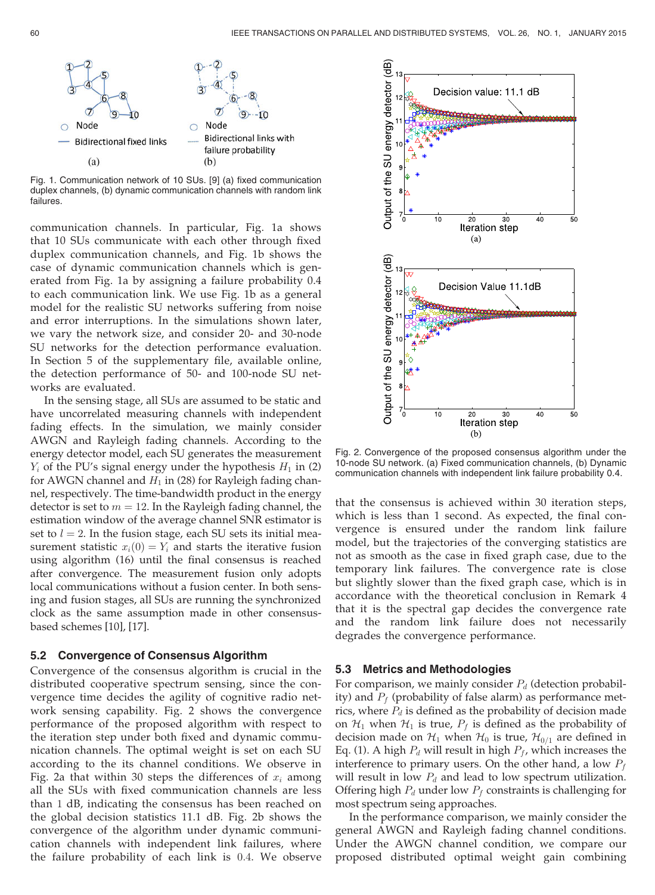Fig. 1. Communication network of 10 SUs. [9] (a) fixed communication duplex channels, (b) dynamic communication channels with random link failures.

communication channels. In particular, Fig. 1a shows that 10 SUs communicate with each other through fixed duplex communication channels, and Fig. 1b shows the case of dynamic communication channels which is generated from Fig. 1a by assigning a failure probability 0.4 to each communication link. We use Fig. 1b as a general model for the realistic SU networks suffering from noise and error interruptions. In the simulations shown later, we vary the network size, and consider 20- and 30-node SU networks for the detection performance evaluation. In Section 5 of the supplementary file, available online, the detection performance of 50- and 100-node SU networks are evaluated.

In the sensing stage, all SUs are assumed to be static and have uncorrelated measuring channels with independent fading effects. In the simulation, we mainly consider AWGN and Rayleigh fading channels. According to the energy detector model, each SU generates the measurement $Y_i$ of the PU's signal energy under the hypothesis $H_1$ in (2) for AWGN channel and $H_1$ in (28) for Rayleigh fading channel, respectively. The time-bandwidth product in the energy detector is set to $m = 12$. In the Rayleigh fading channel, the estimation window of the average channel SNR estimator is set to $l = 2$. In the fusion stage, each SU sets its initial measurement statistic $x_i(0) = Y_i$ and starts the iterative fusion using algorithm (16) until the final consensus is reached after convergence. The measurement fusion only adopts local communications without a fusion center. In both sensing and fusion stages, all SUs are running the synchronized clock as the same assumption made in other consensus-based schemes [10], [17].

### 5.2 Convergence of Consensus Algorithm

Convergence of the consensus algorithm is crucial in the distributed cooperative spectrum sensing, since the convergence time decides the agility of cognitive radio network sensing capability. Fig. 2 shows the convergence performance of the proposed algorithm with respect to the iteration step under both fixed and dynamic communication channels. The optimal weight is set on each SU according to the its channel conditions. We observe in Fig. 2a that within 30 steps the differences of $x_i$ among all the SUs with fixed communication channels are less than 1 dB, indicating the consensus has been reached on the global decision statistics 11.1 dB. Fig. 2b shows the convergence of the algorithm under dynamic communication channels with independent link failures, where the failure probability of each link is 0.4. We observe that the consensus is achieved within 30 iteration steps, which is less than 1 second. As expected, the final convergence is ensured under the random link failure model, but the trajectories of the converging statistics are not as smooth as the case in fixed graph case, due to the temporary link failures. The convergence rate is close but slightly slower than the fixed graph case, which is in accordance with the theoretical conclusion in Remark 4 that it is the spectral gap decides the convergence rate and the random link failure does not necessarily degrades the convergence performance.

Fig. 2. Convergence of the proposed consensus algorithm under the 10-node SU network. (a) Fixed communication channels, (b) Dynamic communication channels with independent link failure probability 0.4.

### 5.3 Metrics and Methodologies

For comparison, we mainly consider $P_d$ (detection probability) and $P_f$ (probability of false alarm) as performance metrics, where $P_d$ is defined as the probability of decision made on $\mathcal{H}_1$ when $\mathcal{H}_1$ is true, $P_f$ is defined as the probability of decision made on $\mathcal{H}_1$ when $\mathcal{H}_0$ is true, $\mathcal{H}_{0/1}$ are defined in Eq. (1). A high $P_d$ will result in high $P_f$, which increases the interference to primary users. On the other hand, a low $P_f$ will result in low $P_d$ and lead to low spectrum utilization. Offering high $P_d$ under low $P_f$ constraints is challenging for most spectrum seing approaches.

In the performance comparison, we mainly consider the general AWGN and Rayleigh fading channel conditions. Under the AWGN channel condition, we compare our proposed distributed optimal weight gain combining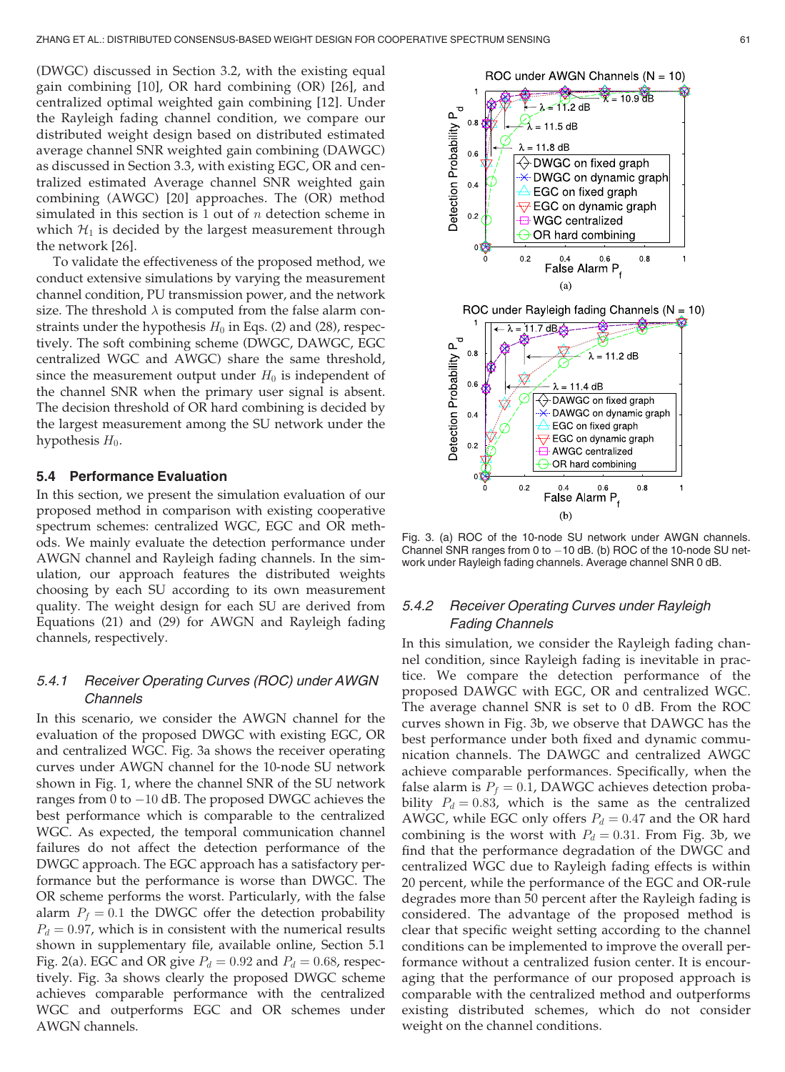(DWGC) discussed in Section 3.2, with the existing equal gain combining [10], OR hard combining (OR) [26], and centralized optimal weighted gain combining [12]. Under the Rayleigh fading channel condition, we compare our distributed weight design based on distributed estimated average channel SNR weighted gain combining (DAWGC) as discussed in Section 3.3, with existing EGC, OR and centralized estimated Average channel SNR weighted gain combining (AWGC) [20] approaches. The (OR) method simulated in this section is 1 out of $n$ detection scheme in which $\mathcal{H}_1$ is decided by the largest measurement through the network [26].

To validate the effectiveness of the proposed method, we conduct extensive simulations by varying the measurement channel condition, PU transmission power, and the network size. The threshold $\lambda$ is computed from the false alarm constraints under the hypothesis $H_0$ in Eqs. (2) and (28), respectively. The soft combining scheme (DWGC, DAWGC, EGC centralized WGC and AWGC) share the same threshold, since the measurement output under $H_0$ is independent of the channel SNR when the primary user signal is absent. The decision threshold of OR hard combining is decided by the largest measurement among the SU network under the hypothesis $H_0$.

### 5.4 Performance Evaluation

In this section, we present the simulation evaluation of our proposed method in comparison with existing cooperative spectrum schemes: centralized WGC, EGC and OR methods. We mainly evaluate the detection performance under AWGN channel and Rayleigh fading channels. In the simulation, our approach features the distributed weights choosing by each SU according to its own measurement quality. The weight design for each SU are derived from Equations (21) and (29) for AWGN and Rayleigh fading channels, respectively.

#### 5.4.1 *Receiver Operating Curves (ROC) under AWGN Channels*

In this scenario, we consider the AWGN channel for the evaluation of the proposed DWGC with existing EGC, OR and centralized WGC. Fig. 3a shows the receiver operating curves under AWGN channel for the 10-node SU network shown in Fig. 1, where the channel SNR of the SU network ranges from 0 to $-10$ dB. The proposed DWGC achieves the best performance which is comparable to the centralized WGC. As expected, the temporal communication channel failures do not affect the detection performance of the DWGC approach. The EGC approach has a satisfactory performance but the performance is worse than DWGC. The OR scheme performs the worst. Particularly, with the false alarm $P_f = 0.1$ the DWGC offer the detection probability $P_d = 0.97$, which is in consistent with the numerical results shown in supplementary file, available online, Section 5.1 Fig. 2(a). EGC and OR give $P_d = 0.92$ and $P_d = 0.68$, respectively. Fig. 3a shows clearly the proposed DWGC scheme achieves comparable performance with the centralized WGC and outperforms EGC and OR schemes under AWGN channels.

Fig. 3. (a) ROC of the 10-node SU network under AWGN channels. Channel SNR ranges from 0 to $-10$ dB. (b) ROC of the 10-node SU network under Rayleigh fading channels. Average channel SNR 0 dB.

#### 5.4.2 *Receiver Operating Curves under Rayleigh Fading Channels*

In this simulation, we consider the Rayleigh fading channel condition, since Rayleigh fading is inevitable in practice. We compare the detection performance of the proposed DAWGC with EGC, OR and centralized WGC. The average channel SNR is set to 0 dB. From the ROC curves shown in Fig. 3b, we observe that DAWGC has the best performance under both fixed and dynamic communication channels. The DAWGC and centralized AWGC achieve comparable performances. Specifically, when the false alarm is $P_f = 0.1$, DAWGC achieves detection probability $P_d = 0.83$, which is the same as the centralized AWGC, while EGC only offers $P_d = 0.47$ and the OR hard combining is the worst with $P_d = 0.31$. From Fig. 3b, we find that the performance degradation of the DWGC and centralized WGC due to Rayleigh fading effects is within 20 percent, while the performance of the EGC and OR-rule degrades more than 50 percent after the Rayleigh fading is considered. The advantage of the proposed method is clear that specific weight setting according to the channel conditions can be implemented to improve the overall performance without a centralized fusion center. It is encouraging that the performance of our proposed approach is comparable with the centralized method and outperforms existing distributed schemes, which do not consider weight on the channel conditions.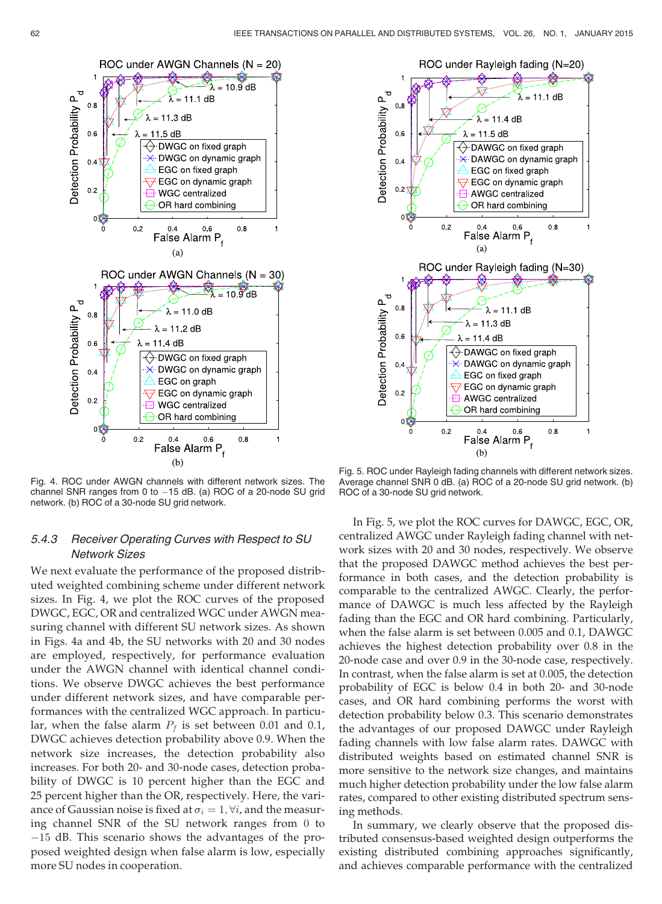Fig. 4. ROC under AWGN channels with different network sizes. The channel SNR ranges from 0 to $-15$ dB. (a) ROC of a 20-node SU grid network. (b) ROC of a 30-node SU grid network.

Fig. 5. ROC under Rayleigh fading channels with different network sizes. Average channel SNR 0 dB. (a) ROC of a 20-node SU grid network. (b) ROC of a 30-node SU grid network.

### 5.4.3 Receiver Operating Curves with Respect to SU Network Sizes

We next evaluate the performance of the proposed distributed weighted combining scheme under different network sizes. In Fig. 4, we plot the ROC curves of the proposed DWGC, EGC, OR and centralized WGC under AWGN measuring channel with different SU network sizes. As shown in Figs. 4a and 4b, the SU networks with 20 and 30 nodes are employed, respectively, for performance evaluation under the AWGN channel with identical channel conditions. We observe DWGC achieves the best performance under different network sizes, and have comparable performances with the centralized WGC approach. In particular, when the false alarm $P_f$ is set between 0.01 and 0.1, DWGC achieves detection probability above 0.9. When the network size increases, the detection probability also increases. For both 20- and 30-node cases, detection probability of DWGC is 10 percent higher than the EGC and 25 percent higher than the OR, respectively. Here, the variance of Gaussian noise is fixed at $\sigma_i = 1, \forall i$, and the measuring channel SNR of the SU network ranges from 0 to $-15$ dB. This scenario shows the advantages of the proposed weighted design when false alarm is low, especially more SU nodes in cooperation.

In Fig. 5, we plot the ROC curves for DAWGC, EGC, OR, centralized AWGC under Rayleigh fading channel with network sizes with 20 and 30 nodes, respectively. We observe that the proposed DAWGC method achieves the best performance in both cases, and the detection probability is comparable to the centralized AWGC. Clearly, the performance of DAWGC is much less affected by the Rayleigh fading than the EGC and OR hard combining. Particularly, when the false alarm is set between 0.005 and 0.1, DAWGC achieves the highest detection probability over 0.8 in the 20-node case and over 0.9 in the 30-node case, respectively. In contrast, when the false alarm is set at 0.005, the detection probability of EGC is below 0.4 in both 20- and 30-node cases, and OR hard combining performs the worst with detection probability below 0.3. This scenario demonstrates the advantages of our proposed DAWGC under Rayleigh fading channels with low false alarm rates. DAWGC with distributed weights based on estimated channel SNR is more sensitive to the network size changes, and maintains much higher detection probability under the low false alarm rates, compared to other existing distributed spectrum sensing methods.

In summary, we clearly observe that the proposed distributed consensus-based weighted design outperforms the existing distributed combining approaches significantly, and achieves comparable performance with the centralized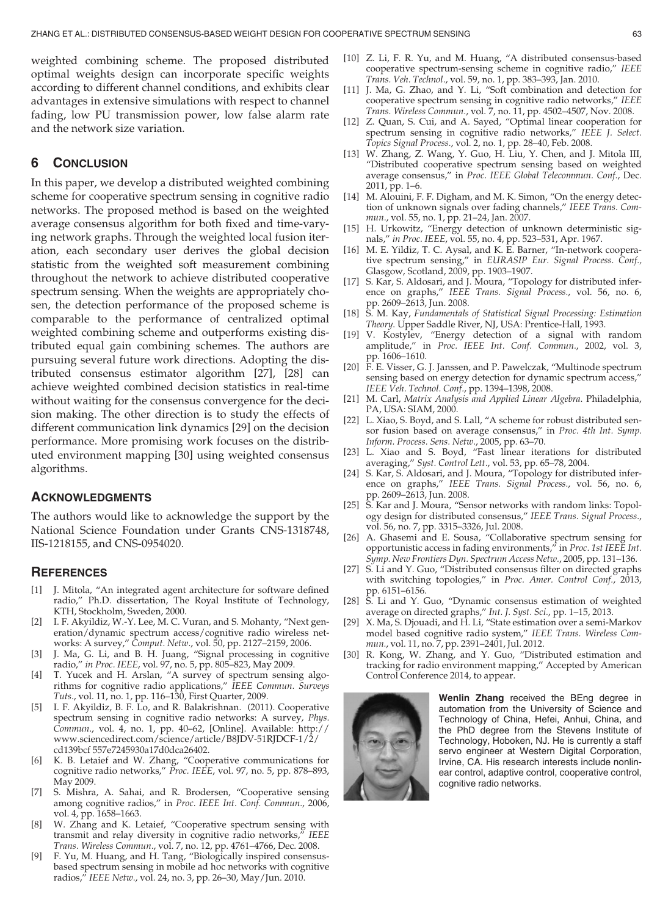weighted combining scheme. The proposed distributed optimal weights design can incorporate specific weights according to different channel conditions, and exhibits clear advantages in extensive simulations with respect to channel fading, low PU transmission power, low false alarm rate and the network size variation.

## 6 Conclusion

In this paper, we develop a distributed weighted combining scheme for cooperative spectrum sensing in cognitive radio networks. The proposed method is based on the weighted average consensus algorithm for both fixed and time-varying network graphs. Through the weighted local fusion iteration, each secondary user derives the global decision statistic from the weighted soft measurement combining throughout the network to achieve distributed cooperative spectrum sensing. When the weights are appropriately chosen, the detection performance of the proposed scheme is comparable to the performance of centralized optimal weighted combining scheme and outperforms existing distributed equal gain combining schemes. The authors are pursuing several future work directions. Adopting the distributed consensus estimator algorithm [27], [28] can achieve weighted combined decision statistics in real-time without waiting for the consensus convergence for the decision making. The other direction is to study the effects of different communication link dynamics [29] on the decision performance. More promising work focuses on the distributed environment mapping [30] using weighted consensus algorithms.

## Acknowledgments

The authors would like to acknowledge the support by the National Science Foundation under Grants CNS-1318748, IIS-1218155, and CNS-0954020.

## References

[1] J. Mitola, "An integrated agent architecture for software defined radio," Ph.D. dissertation, The Royal Institute of Technology, KTH, Stockholm, Sweden, 2000.

[2] I. F. Akyildiz, W.-Y. Lee, M. C. Vuran, and S. Mohanty, "Next generation/dynamic spectrum access/cognitive radio wireless networks: A survey," *Comput. Netw.*, vol. 50, pp. 2127–2159, 2006.

[3] J. Ma, G. Li, and B. H. Juang, "Signal processing in cognitive radio," *in Proc. IEEE*, vol. 97, no. 5, pp. 805–823, May 2009.

[4] T. Yucek and H. Arslan, "A survey of spectrum sensing algorithms for cognitive radio applications," *IEEE Commun. Surveys Tuts.*, vol. 11, no. 1, pp. 116–130, First Quarter, 2009.

[5] I. F. Akyildiz, B. F. Lo, and R. Balakrishnan. (2011). Cooperative spectrum sensing in cognitive radio networks: A survey, *Phys. Commun.*, vol. 4, no. 1, pp. 40–62, [Online]. Available: http://www.sciencedirect.com/science/article/B8JDV-51RJDCF-1/2/cd139bcf 557e7245930a17d0dca26402.

[6] K. B. Letaief and W. Zhang, "Cooperative communications for cognitive radio networks," *Proc. IEEE*, vol. 97, no. 5, pp. 878–893, May 2009.

[7] S. Mishra, A. Sahai, and R. Brodersen, "Cooperative sensing among cognitive radios," in *Proc. IEEE Int. Conf. Commun.*, 2006, vol. 4, pp. 1658–1663.

[8] W. Zhang and K. Letaief, "Cooperative spectrum sensing with transmit and relay diversity in cognitive radio networks," *IEEE Trans. Wireless Commun.*, vol. 7, no. 12, pp. 4761–4766, Dec. 2008.

[9] F. Yu, M. Huang, and H. Tang, "Biologically inspired consensus-based spectrum sensing in mobile ad hoc networks with cognitive radios," *IEEE Netw.*, vol. 24, no. 3, pp. 26–30, May/Jun. 2010.

[10] Z. Li, F. R. Yu, and M. Huang, "A distributed consensus-based cooperative spectrum-sensing scheme in cognitive radio," *IEEE Trans. Veh. Technol.*, vol. 59, no. 1, pp. 383–393, Jan. 2010.

[11] J. Ma, G. Zhao, and Y. Li, "Soft combination and detection for cooperative spectrum sensing in cognitive radio networks," *IEEE Trans. Wireless Commun.*, vol. 7, no. 11, pp. 4502–4507, Nov. 2008.

[12] Z. Quan, S. Cui, and A. Sayed, "Optimal linear cooperation for spectrum sensing in cognitive radio networks," *IEEE J. Select. Topics Signal Process.*, vol. 2, no. 1, pp. 28–40, Feb. 2008.

[13] W. Zhang, Z. Wang, Y. Guo, H. Liu, Y. Chen, and J. Mitola III, "Distributed cooperative spectrum sensing based on weighted average consensus," in *Proc. IEEE Global Telecommun. Conf.*, Dec. 2011, pp. 1–6.

[14] M. Alouini, F. F. Digham, and M. K. Simon, "On the energy detection of unknown signals over fading channels," *IEEE Trans. Commun.*, vol. 55, no. 1, pp. 21–24, Jan. 2007.

[15] H. Urkowitz, "Energy detection of unknown deterministic signals," *in Proc. IEEE*, vol. 55, no. 4, pp. 523–531, Apr. 1967.

[16] M. E. Yildiz, T. C. Aysal, and K. E. Barner, "In-network cooperative spectrum sensing," in *EURASIP Eur. Signal Process. Conf.*, Glasgow, Scotland, 2009, pp. 1903–1907.

[17] S. Kar, S. Aldosari, and J. Moura, "Topology for distributed inference on graphs," *IEEE Trans. Signal Process.*, vol. 56, no. 6, pp. 2609–2613, Jun. 2008.

[18] S. M. Kay, *Fundamentals of Statistical Signal Processing: Estimation Theory*. Upper Saddle River, NJ, USA: Prentice-Hall, 1993.

[19] V. Kostylev, "Energy detection of a signal with random amplitude," in *Proc. IEEE Int. Conf. Commun.*, 2002, vol. 3, pp. 1606–1610.

[20] F. E. Visser, G. J. Janssen, and P. Pawelczak, "Multinode spectrum sensing based on energy detection for dynamic spectrum access," *IEEE Veh. Technol. Conf.*, pp. 1394–1398, 2008.

[21] M. Carl, *Matrix Analysis and Applied Linear Algebra*. Philadelphia, PA, USA: SIAM, 2000.

[22] L. Xiao, S. Boyd, and S. Lall, "A scheme for robust distributed sensor fusion based on average consensus," in *Proc. 4th Int. Symp. Inform. Process. Sens. Netw.*, 2005, pp. 63–70.

[23] L. Xiao and S. Boyd, "Fast linear iterations for distributed averaging," *Syst. Control Lett.*, vol. 53, pp. 65–78, 2004.

[24] S. Kar, S. Aldosari, and J. Moura, "Topology for distributed inference on graphs," *IEEE Trans. Signal Process.*, vol. 56, no. 6, pp. 2609–2613, Jun. 2008.

[25] S. Kar and J. Moura, "Sensor networks with random links: Topology design for distributed consensus," *IEEE Trans. Signal Process.*, vol. 56, no. 7, pp. 3315–3326, Jul. 2008.

[26] A. Ghasemi and E. Sousa, "Collaborative spectrum sensing for opportunistic access in fading environments," in *Proc. 1st IEEE Int. Symp. New Frontiers Dyn. Spectrum Access Netw.*, 2005, pp. 131–136.

[27] S. Li and Y. Guo, "Distributed consensus filter on directed graphs with switching topologies," in *Proc. Amer. Control Conf.*, 2013, pp. 6151–6156.

[28] S. Li and Y. Guo, "Dynamic consensus estimation of weighted average on directed graphs," *Int. J. Syst. Sci.*, pp. 1–15, 2013.

[29] X. Ma, S. Djouadi, and H. Li, "State estimation over a semi-Markov model based cognitive radio system," *IEEE Trans. Wireless Commun.*, vol. 11, no. 7, pp. 2391–2401, Jul. 2012.

[30] R. Kong, W. Zhang, and Y. Guo, "Distributed estimation and tracking for radio environment mapping," Accepted by American Control Conference 2014, to appear.

**Wenlin Zhang** received the BEng degree in automation from the University of Science and Technology of China, Hefei, Anhui, China, and the PhD degree from the Stevens Institute of Technology, Hoboken, NJ. He is currently a staff servo engineer at Western Digital Corporation, Irvine, CA. His research interests include nonlinear control, adaptive control, cooperative control, cognitive radio networks.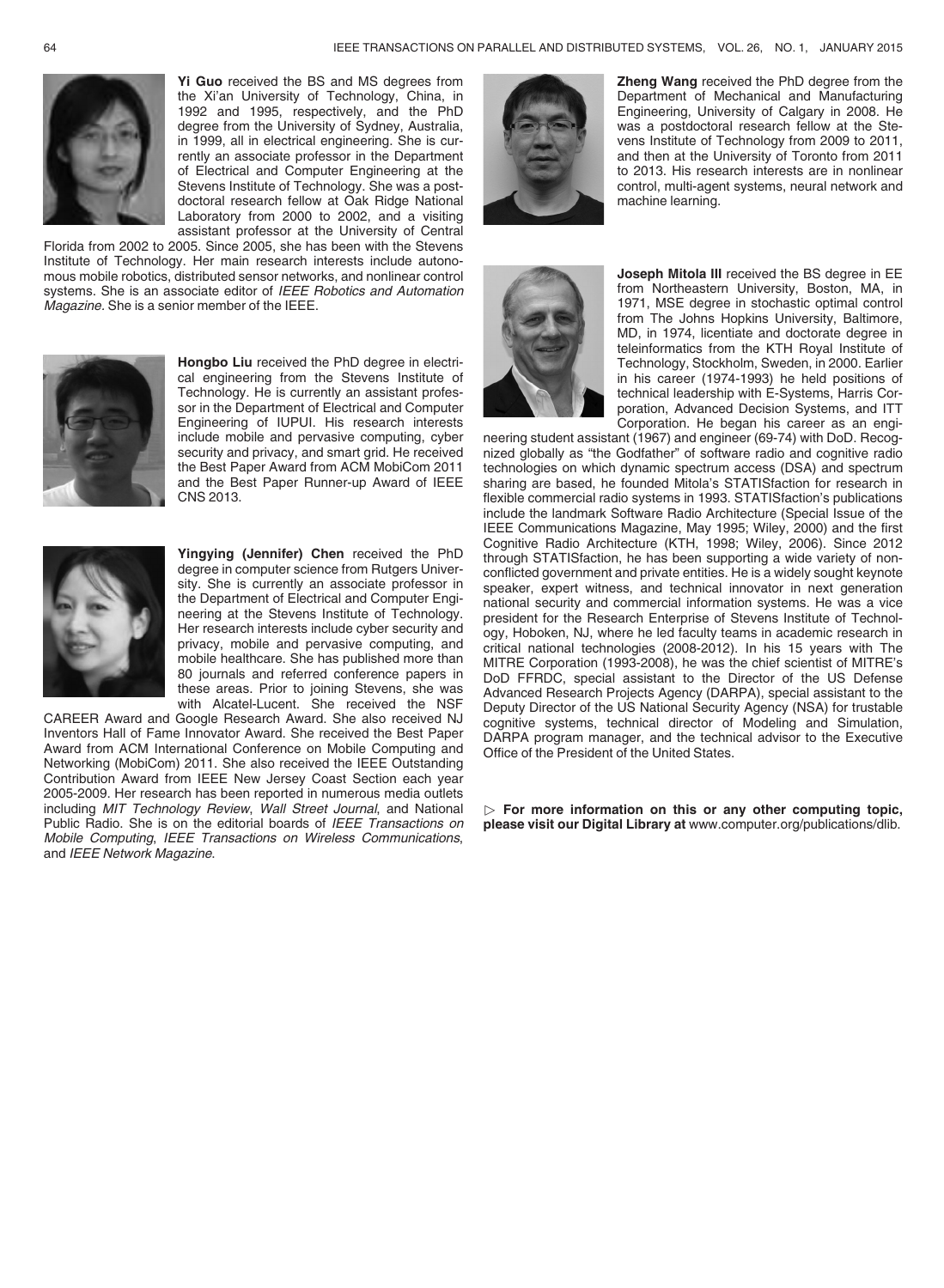**Yi Guo** received the BS and MS degrees from the Xi'an University of Technology, China, in 1992 and 1995, respectively, and the PhD degree from the University of Sydney, Australia, in 1999, all in electrical engineering. She is currently an associate professor in the Department of Electrical and Computer Engineering at the Stevens Institute of Technology. She was a postdoctoral research fellow at Oak Ridge National Laboratory from 2000 to 2002, and a visiting assistant professor at the University of Central Florida from 2002 to 2005. Since 2005, she has been with the Stevens Institute of Technology. Her main research interests include autonomous mobile robotics, distributed sensor networks, and nonlinear control systems. She is an associate editor of *IEEE Robotics and Automation Magazine*. She is a senior member of the IEEE.

**Hongbo Liu** received the PhD degree in electrical engineering from the Stevens Institute of Technology. He is currently an assistant professor in the Department of Electrical and Computer Engineering of IUPUI. His research interests include mobile and pervasive computing, cyber security and privacy, and smart grid. He received the Best Paper Award from ACM MobiCom 2011 and the Best Paper Runner-up Award of IEEE CNS 2013.

**Yingying (Jennifer) Chen** received the PhD degree in computer science from Rutgers University. She is currently an associate professor in the Department of Electrical and Computer Engineering at the Stevens Institute of Technology. Her research interests include cyber security and privacy, mobile and pervasive computing, and mobile healthcare. She has published more than 80 journals and referred conference papers in these areas. Prior to joining Stevens, she was with Alcatel-Lucent. She received the NSF CAREER Award and Google Research Award. She also received NJ Inventors Hall of Fame Innovator Award. She received the Best Paper Award from ACM International Conference on Mobile Computing and Networking (MobiCom) 2011. She also received the IEEE Outstanding Contribution Award from IEEE New Jersey Coast Section each year 2005-2009. Her research has been reported in numerous media outlets including *MIT Technology Review*, *Wall Street Journal*, and National Public Radio. She is on the editorial boards of *IEEE Transactions on Mobile Computing*, *IEEE Transactions on Wireless Communications*, and *IEEE Network Magazine*.

**Zheng Wang** received the PhD degree from the Department of Mechanical and Manufacturing Engineering, University of Calgary in 2008. He was a postdoctoral research fellow at the Stevens Institute of Technology from 2009 to 2011, and then at the University of Toronto from 2011 to 2013. His research interests are in nonlinear control, multi-agent systems, neural network and machine learning.

**Joseph Mitola III** received the BS degree in EE from Northeastern University, Boston, MA, in 1971, MSE degree in stochastic optimal control from The Johns Hopkins University, Baltimore, MD, in 1974, licentiate and doctorate degree in teleinformatics from the KTH Royal Institute of Technology, Stockholm, Sweden, in 2000. Earlier in his career (1974-1993) he held positions of technical leadership with E-Systems, Harris Corporation, Advanced Decision Systems, and ITT Corporation. He began his career as an engineering student assistant (1967) and engineer (69-74) with DoD. Recognized globally as "the Godfather" of software radio and cognitive radio technologies on which dynamic spectrum access (DSA) and spectrum sharing are based, he founded Mitola's STATISfaction for research in flexible commercial radio systems in 1993. STATISfaction's publications include the landmark Software Radio Architecture (Special Issue of the IEEE Communications Magazine, May 1995; Wiley, 2000) and the first Cognitive Radio Architecture (KTH, 1998; Wiley, 2006). Since 2012 through STATISfaction, he has been supporting a wide variety of non-conflicted government and private entities. He is a widely sought keynote speaker, expert witness, and technical innovator in next generation national security and commercial information systems. He was a vice president for the Research Enterprise of Stevens Institute of Technology, Hoboken, NJ, where he led faculty teams in academic research in critical national technologies (2008-2012). In his 15 years with The MITRE Corporation (1993-2008), he was the chief scientist of MITRE's DoD FFRDC, special assistant to the Director of the US Defense Advanced Research Projects Agency (DARPA), special assistant to the Deputy Director of the US National Security Agency (NSA) for trustable cognitive systems, technical director of Modeling and Simulation, DARPA program manager, and the technical advisor to the Executive Office of the President of the United States.

▷ **For more information on this or any other computing topic, please visit our Digital Library at** www.computer.org/publications/dlib.